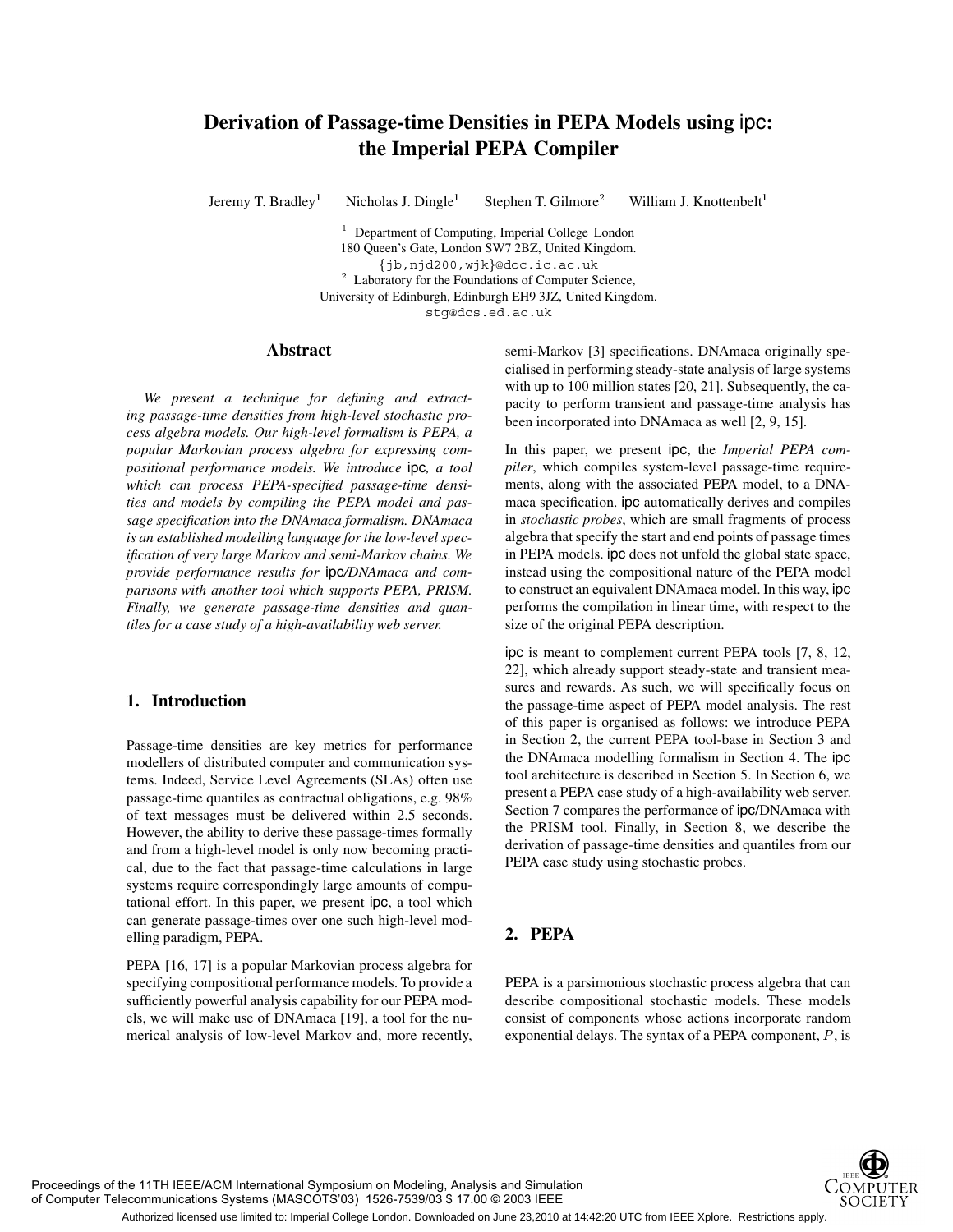# Derivation of Passage-time Densities in PEPA Models using ipc: the Imperial PEPA Compiler

Jeremy T. Bradley[1] Nicholas J. Dingle[1] Stephen T. Gilmore[2] William J. Knottenbelt[1]

[1] Department of Computing, Imperial College London
180 Queen's Gate, London SW7 2BZ, United Kingdom.
{jb,njd200,wjk}@doc.ic.ac.uk

[2] Laboratory for the Foundations of Computer Science,
University of Edinburgh, Edinburgh EH9 3JZ, United Kingdom.
stg@dcs.ed.ac.uk

## Abstract

*We present a technique for defining and extracting passage-time densities from high-level stochastic process algebra models. Our high-level formalism is PEPA, a popular Markovian process algebra for expressing compositional performance models. We introduce* ipc*, a tool which can process PEPA-specified passage-time densities and models by compiling the PEPA model and passage specification into the DNAmaca formalism. DNAmaca is an established modelling language for the low-level specification of very large Markov and semi-Markov chains. We provide performance results for* ipc*/DNAmaca and comparisons with another tool which supports PEPA, PRISM. Finally, we generate passage-time densities and quantiles for a case study of a high-availability web server.*

## 1. Introduction

Passage-time densities are key metrics for performance modellers of distributed computer and communication systems. Indeed, Service Level Agreements (SLAs) often use passage-time quantiles as contractual obligations, e.g. 98% of text messages must be delivered within 2.5 seconds. However, the ability to derive these passage-times formally and from a high-level model is only now becoming practical, due to the fact that passage-time calculations in large systems require correspondingly large amounts of computational effort. In this paper, we present ipc, a tool which can generate passage-times over one such high-level modelling paradigm, PEPA.

PEPA [16, 17] is a popular Markovian process algebra for specifying compositional performance models. To provide a sufficiently powerful analysis capability for our PEPA models, we will make use of DNAmaca [19], a tool for the numerical analysis of low-level Markov and, more recently, semi-Markov [3] specifications. DNAmaca originally specialised in performing steady-state analysis of large systems with up to 100 million states [20, 21]. Subsequently, the capacity to perform transient and passage-time analysis has been incorporated into DNAmaca as well [2, 9, 15].

In this paper, we present ipc, the *Imperial PEPA compiler*, which compiles system-level passage-time requirements, along with the associated PEPA model, to a DNAmaca specification. ipc automatically derives and compiles in *stochastic probes*, which are small fragments of process algebra that specify the start and end points of passage times in PEPA models. ipc does not unfold the global state space, instead using the compositional nature of the PEPA model to construct an equivalent DNAmaca model. In this way, ipc performs the compilation in linear time, with respect to the size of the original PEPA description.

ipc is meant to complement current PEPA tools [7, 8, 12, 22], which already support steady-state and transient measures and rewards. As such, we will specifically focus on the passage-time aspect of PEPA model analysis. The rest of this paper is organised as follows: we introduce PEPA in Section 2, the current PEPA tool-base in Section 3 and the DNAmaca modelling formalism in Section 4. The ipc tool architecture is described in Section 5. In Section 6, we present a PEPA case study of a high-availability web server. Section 7 compares the performance of ipc/DNAmaca with the PRISM tool. Finally, in Section 8, we describe the derivation of passage-time densities and quantiles from our PEPA case study using stochastic probes.

## 2. PEPA

PEPA is a parsimonious stochastic process algebra that can describe compositional stochastic models. These models consist of components whose actions incorporate random exponential delays. The syntax of a PEPA component, $P$, is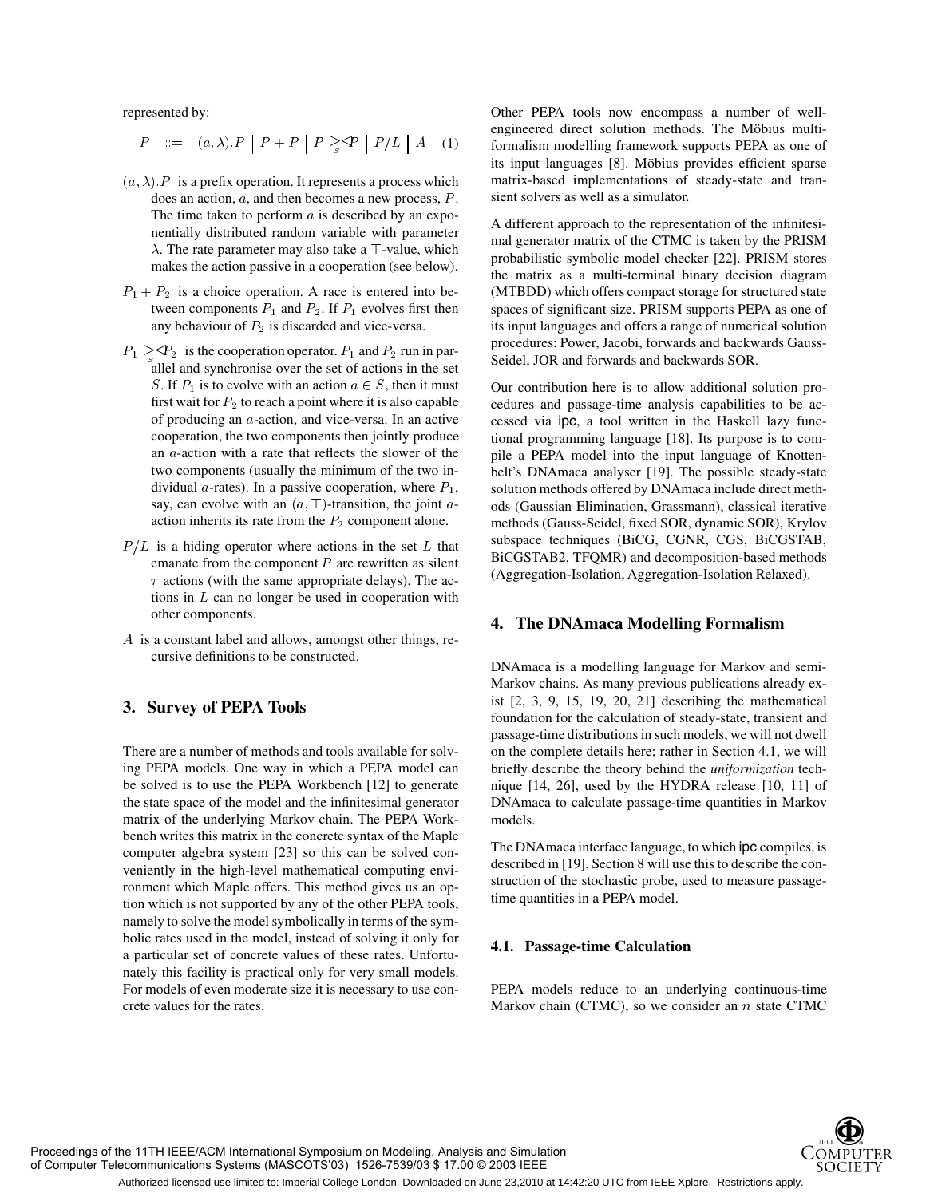represented by:

$$P \quad ::= \quad (a, \lambda).P \;\big|\; P + P \;\big|\; P \underset{S}{\bowtie} P \;\big|\; P/L \;\big|\; A \quad (1)$$

$(a, \lambda).P$ is a prefix operation. It represents a process which does an action, $a$, and then becomes a new process, $P$. The time taken to perform $a$ is described by an exponentially distributed random variable with parameter $\lambda$. The rate parameter may also take a $\top$-value, which makes the action passive in a cooperation (see below).

$P_1 + P_2$ is a choice operation. A race is entered into between components $P_1$ and $P_2$. If $P_1$ evolves first then any behaviour of $P_2$ is discarded and vice-versa.

$P_1 \underset{S}{\bowtie} P_2$ is the cooperation operator. $P_1$ and $P_2$ run in parallel and synchronise over the set of actions in the set $S$. If $P_1$ is to evolve with an action $a \in S$, then it must first wait for $P_2$ to reach a point where it is also capable of producing an $a$-action, and vice-versa. In an active cooperation, the two components then jointly produce an $a$-action with a rate that reflects the slower of the two components (usually the minimum of the two individual $a$-rates). In a passive cooperation, where $P_1$, say, can evolve with an $(a, \top)$-transition, the joint $a$-action inherits its rate from the $P_2$ component alone.

$P/L$ is a hiding operator where actions in the set $L$ that emanate from the component $P$ are rewritten as silent $\tau$ actions (with the same appropriate delays). The actions in $L$ can no longer be used in cooperation with other components.

$A$ is a constant label and allows, amongst other things, recursive definitions to be constructed.

## 3. Survey of PEPA Tools

There are a number of methods and tools available for solving PEPA models. One way in which a PEPA model can be solved is to use the PEPA Workbench [12] to generate the state space of the model and the infinitesimal generator matrix of the underlying Markov chain. The PEPA Workbench writes this matrix in the concrete syntax of the Maple computer algebra system [23] so this can be solved conveniently in the high-level mathematical computing environment which Maple offers. This method gives us an option which is not supported by any of the other PEPA tools, namely to solve the model symbolically in terms of the symbolic rates used in the model, instead of solving it only for a particular set of concrete values of these rates. Unfortunately this facility is practical only for very small models. For models of even moderate size it is necessary to use concrete values for the rates.

Other PEPA tools now encompass a number of well-engineered direct solution methods. The Möbius multi-formalism modelling framework supports PEPA as one of its input languages [8]. Möbius provides efficient sparse matrix-based implementations of steady-state and transient solvers as well as a simulator.

A different approach to the representation of the infinitesimal generator matrix of the CTMC is taken by the PRISM probabilistic symbolic model checker [22]. PRISM stores the matrix as a multi-terminal binary decision diagram (MTBDD) which offers compact storage for structured state spaces of significant size. PRISM supports PEPA as one of its input languages and offers a range of numerical solution procedures: Power, Jacobi, forwards and backwards Gauss-Seidel, JOR and forwards and backwards SOR.

Our contribution here is to allow additional solution procedures and passage-time analysis capabilities to be accessed via ipc, a tool written in the Haskell lazy functional programming language [18]. Its purpose is to compile a PEPA model into the input language of Knottenbelt's DNAmaca analyser [19]. The possible steady-state solution methods offered by DNAmaca include direct methods (Gaussian Elimination, Grassmann), classical iterative methods (Gauss-Seidel, fixed SOR, dynamic SOR), Krylov subspace techniques (BiCG, CGNR, CGS, BiCGSTAB, BiCGSTAB2, TFQMR) and decomposition-based methods (Aggregation-Isolation, Aggregation-Isolation Relaxed).

## 4. The DNAmaca Modelling Formalism

DNAmaca is a modelling language for Markov and semi-Markov chains. As many previous publications already exist [2, 3, 9, 15, 19, 20, 21] describing the mathematical foundation for the calculation of steady-state, transient and passage-time distributions in such models, we will not dwell on the complete details here; rather in Section 4.1, we will briefly describe the theory behind the *uniformization* technique [14, 26], used by the HYDRA release [10, 11] of DNAmaca to calculate passage-time quantities in Markov models.

The DNAmaca interface language, to which ipc compiles, is described in [19]. Section 8 will use this to describe the construction of the stochastic probe, used to measure passage-time quantities in a PEPA model.

### 4.1. Passage-time Calculation

PEPA models reduce to an underlying continuous-time Markov chain (CTMC), so we consider an $n$ state CTMC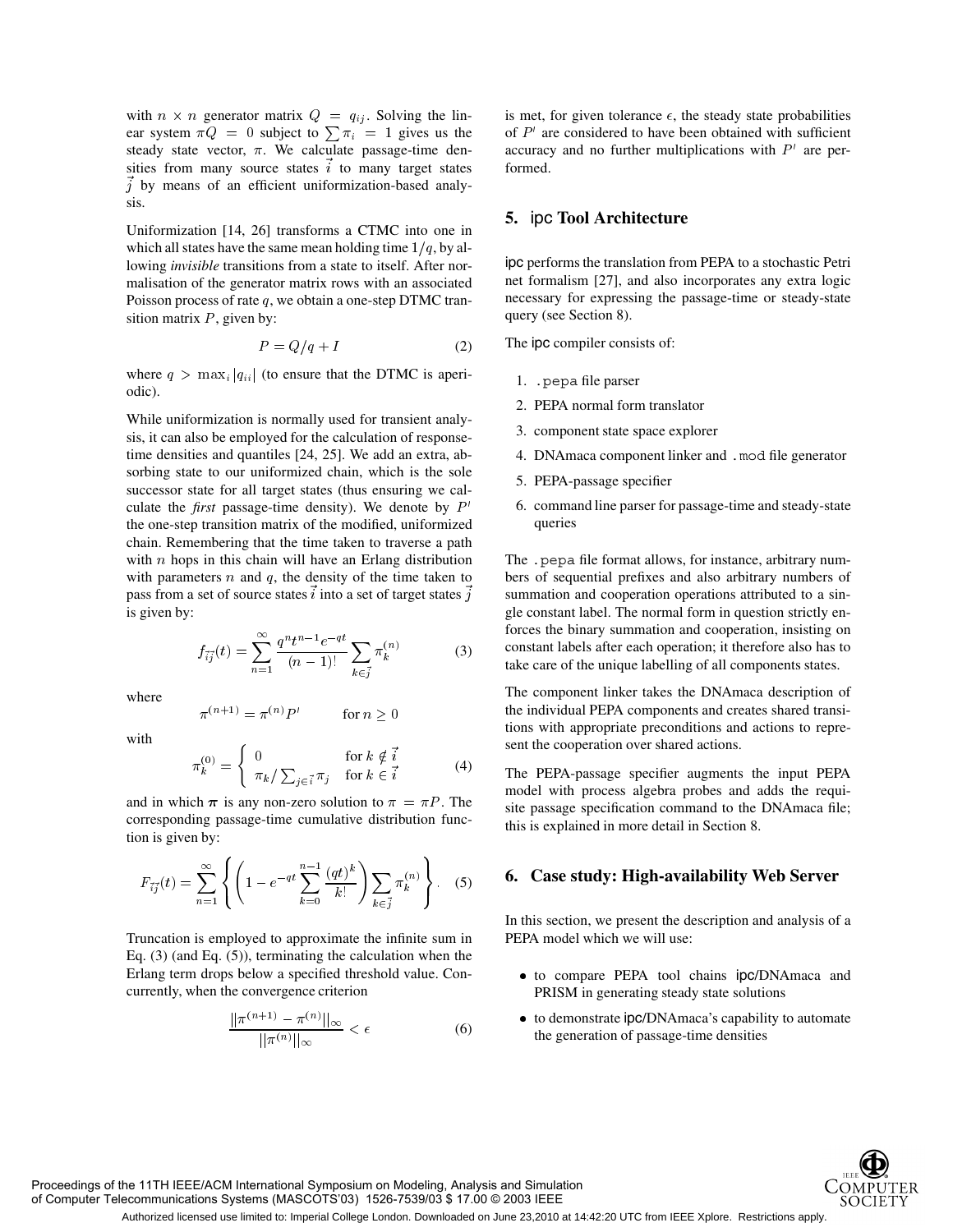with $n \times n$ generator matrix $Q = q_{ij}$. Solving the linear system $\pi Q = 0$ subject to $\sum \pi_i = 1$ gives us the steady state vector, $\pi$. We calculate passage-time densities from many source states $\vec{i}$ to many target states $\vec{j}$ by means of an efficient uniformization-based analysis.

Uniformization [14, 26] transforms a CTMC into one in which all states have the same mean holding time $1/q$, by allowing *invisible* transitions from a state to itself. After normalisation of the generator matrix rows with an associated Poisson process of rate $q$, we obtain a one-step DTMC transition matrix $P$, given by:

$$P = Q/q + I \tag{2}$$

where $q > \max_i |q_{ii}|$ (to ensure that the DTMC is aperiodic).

While uniformization is normally used for transient analysis, it can also be employed for the calculation of response-time densities and quantiles [24, 25]. We add an extra, absorbing state to our uniformized chain, which is the sole successor state for all target states (thus ensuring we calculate the *first* passage-time density). We denote by $P'$ the one-step transition matrix of the modified, uniformized chain. Remembering that the time taken to traverse a path with $n$ hops in this chain will have an Erlang distribution with parameters $n$ and $q$, the density of the time taken to pass from a set of source states $\vec{i}$ into a set of target states $\vec{j}$ is given by:

$$f_{\vec{i}\vec{j}}(t) = \sum_{n=1}^{\infty} \frac{q^n t^{n-1} e^{-qt}}{(n-1)!} \sum_{k \in \vec{j}} \pi_k^{(n)} \tag{3}$$

where

$$\pi^{(n+1)} = \pi^{(n)} P' \qquad \text{for } n \geq 0$$

with

$$\pi_k^{(0)} = \begin{cases} 0 & \text{for } k \notin \vec{i} \\ \pi_k / \sum_{j \in \vec{i}} \pi_j & \text{for } k \in \vec{i} \end{cases} \tag{4}$$

and in which $\boldsymbol{\pi}$ is any non-zero solution to $\pi = \pi P$. The corresponding passage-time cumulative distribution function is given by:

$$F_{\vec{i}\vec{j}}(t) = \sum_{n=1}^{\infty} \left\{ \left( 1 - e^{-qt} \sum_{k=0}^{n-1} \frac{(qt)^k}{k!} \right) \sum_{k \in \vec{j}} \pi_k^{(n)} \right\}. \tag{5}$$

Truncation is employed to approximate the infinite sum in Eq. (3) (and Eq. (5)), terminating the calculation when the Erlang term drops below a specified threshold value. Concurrently, when the convergence criterion

$$\frac{\|\pi^{(n+1)} - \pi^{(n)}\|_\infty}{\|\pi^{(n)}\|_\infty} < \epsilon \tag{6}$$

is met, for given tolerance $\epsilon$, the steady state probabilities of $P'$ are considered to have been obtained with sufficient accuracy and no further multiplications with $P'$ are performed.

## 5. ipc Tool Architecture

ipc performs the translation from PEPA to a stochastic Petri net formalism [27], and also incorporates any extra logic necessary for expressing the passage-time or steady-state query (see Section 8).

The ipc compiler consists of:

1. `.pepa` file parser
2. PEPA normal form translator
3. component state space explorer
4. DNAmaca component linker and `.mod` file generator
5. PEPA-passage specifier
6. command line parser for passage-time and steady-state queries

The `.pepa` file format allows, for instance, arbitrary numbers of sequential prefixes and also arbitrary numbers of summation and cooperation operations attributed to a single constant label. The normal form in question strictly enforces the binary summation and cooperation, insisting on constant labels after each operation; it therefore also has to take care of the unique labelling of all components states.

The component linker takes the DNAmaca description of the individual PEPA components and creates shared transitions with appropriate preconditions and actions to represent the cooperation over shared actions.

The PEPA-passage specifier augments the input PEPA model with process algebra probes and adds the requisite passage specification command to the DNAmaca file; this is explained in more detail in Section 8.

## 6. Case study: High-availability Web Server

In this section, we present the description and analysis of a PEPA model which we will use:

- to compare PEPA tool chains ipc/DNAmaca and PRISM in generating steady state solutions
- to demonstrate ipc/DNAmaca's capability to automate the generation of passage-time densities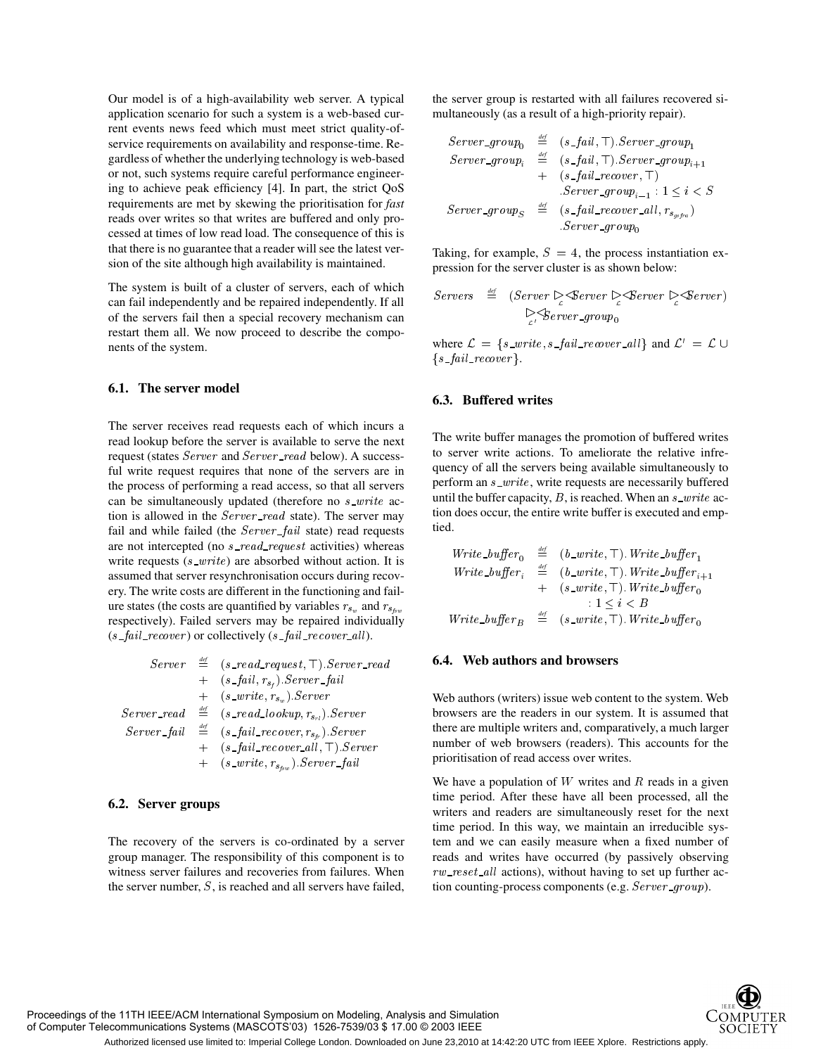Our model is of a high-availability web server. A typical application scenario for such a system is a web-based current events news feed which must meet strict quality-of-service requirements on availability and response-time. Regardless of whether the underlying technology is web-based or not, such systems require careful performance engineering to achieve peak efficiency [4]. In part, the strict QoS requirements are met by skewing the prioritisation for *fast* reads over writes so that writes are buffered and only processed at times of low read load. The consequence of this is that there is no guarantee that a reader will see the latest version of the site although high availability is maintained.

The system is built of a cluster of servers, each of which can fail independently and be repaired independently. If all of the servers fail then a special recovery mechanism can restart them all. We now proceed to describe the components of the system.

### 6.1. The server model

The server receives read requests each of which incurs a read lookup before the server is available to serve the next request (states $Server$ and $Server\_read$ below). A successful write request requires that none of the servers are in the process of performing a read access, so that all servers can be simultaneously updated (therefore no $s\_write$ action is allowed in the $Server\_read$ state). The server may fail and while failed (the $Server\_fail$ state) read requests are not intercepted (no $s\_read\_request$ activities) whereas write requests ($s\_write$) are absorbed without action. It is assumed that server resynchronisation occurs during recovery. The write costs are different in the functioning and failure states (the costs are quantified by variables $r_{s_w}$ and $r_{s_{fw}}$ respectively). Failed servers may be repaired individually ($s\_fail\_recover$) or collectively ($s\_fail\_recover\_all$).

$$
\begin{aligned}
Server &\stackrel{def}{=} (s\_read\_request, \top).Server\_read \\
&\quad + \ (s\_fail, r_{s_f}).Server\_fail \\
&\quad + \ (s\_write, r_{s_w}).Server \\
Server\_read &\stackrel{def}{=} (s\_read\_lookup, r_{s_{rl}}).Server \\
Server\_fail &\stackrel{def}{=} (s\_fail\_recover, r_{s_{fr}}).Server \\
&\quad + \ (s\_fail\_recover\_all, \top).Server \\
&\quad + \ (s\_write, r_{s_{fw}}).Server\_fail
\end{aligned}
$$

### 6.2. Server groups

The recovery of the servers is co-ordinated by a server group manager. The responsibility of this component is to witness server failures and recoveries from failures. When the server number, $S$, is reached and all servers have failed, the server group is restarted with all failures recovered simultaneously (as a result of a high-priority repair).

$$
\begin{aligned}
Server\_group_0 &\stackrel{def}{=} (s\_fail, \top).Server\_group_1 \\
Server\_group_i &\stackrel{def}{=} (s\_fail, \top).Server\_group_{i+1} \\
&\quad + \ (s\_fail\_recover, \top) \\
&\qquad .Server\_group_{i-1} : 1 \leq i < S \\
Server\_group_S &\stackrel{def}{=} (s\_fail\_recover\_all, r_{s_{gfra}}) \\
&\qquad .Server\_group_0
\end{aligned}
$$

Taking, for example, $S = 4$, the process instantiation expression for the server cluster is as shown below:

$$
\begin{aligned}
Servers \stackrel{def}{=} \ &(Server \underset{\mathcal{L}}{\bowtie} Server \underset{\mathcal{L}}{\bowtie} Server \underset{\mathcal{L}}{\bowtie} Server) \\
&\underset{\mathcal{L}'}{\bowtie} Server\_group_0
\end{aligned}
$$

where $\mathcal{L} = \{s\_write, s\_fail\_recover\_all\}$ and $\mathcal{L}' = \mathcal{L} \cup \{s\_fail\_recover\}$.

### 6.3. Buffered writes

The write buffer manages the promotion of buffered writes to server write actions. To ameliorate the relative infrequency of all the servers being available simultaneously to perform an $s\_write$, write requests are necessarily buffered until the buffer capacity, $B$, is reached. When an $s\_write$ action does occur, the entire write buffer is executed and emptied.

$$
\begin{aligned}
Write\_buffer_0 &\stackrel{def}{=} (b\_write, \top).Write\_buffer_1 \\
Write\_buffer_i &\stackrel{def}{=} (b\_write, \top).Write\_buffer_{i+1} \\
&\quad + \ (s\_write, \top).Write\_buffer_0 \\
&\qquad : 1 \leq i < B \\
Write\_buffer_B &\stackrel{def}{=} (s\_write, \top).Write\_buffer_0
\end{aligned}
$$

### 6.4. Web authors and browsers

Web authors (writers) issue web content to the system. Web browsers are the readers in our system. It is assumed that there are multiple writers and, comparatively, a much larger number of web browsers (readers). This accounts for the prioritisation of read access over writes.

We have a population of $W$ writes and $R$ reads in a given time period. After these have all been processed, all the writers and readers are simultaneously reset for the next time period. In this way, we maintain an irreducible system and we can easily measure when a fixed number of reads and writes have occurred (by passively observing $rw\_reset\_all$ actions), without having to set up further action counting-process components (e.g. $Server\_group$).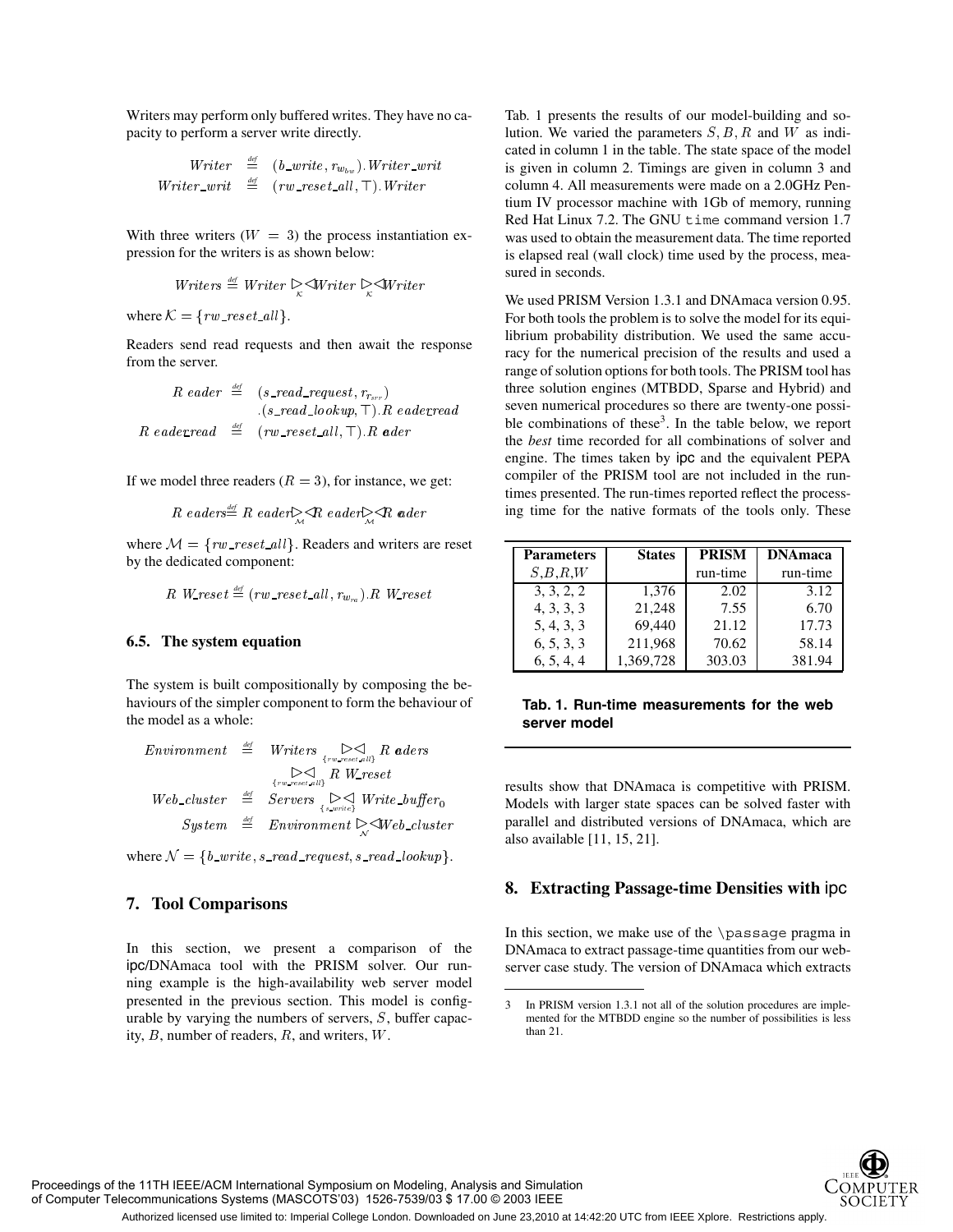Writers may perform only buffered writes. They have no capacity to perform a server write directly.

$$\begin{aligned} Writer &\stackrel{\text{def}}{=} (b\_write, r_{w_{bw}}).Writer\_writ \\ Writer\_writ &\stackrel{\text{def}}{=} (rw\_reset\_all, \top).Writer \end{aligned}$$

With three writers ($W = 3$) the process instantiation expression for the writers is as shown below:

$$Writers \stackrel{\text{def}}{=} Writer \underset{\mathcal{K}}{\bowtie} Writer \underset{\mathcal{K}}{\bowtie} Writer$$

where $\mathcal{K} = \{rw\_reset\_all\}$.

Readers send read requests and then await the response from the server.

$$\begin{aligned} Reader &\stackrel{\text{def}}{=} (s\_read\_request, r_{r_{srr}}) \\ &\quad .(s\_read\_lookup, \top).Reader\_read \\ Reader\_read &\stackrel{\text{def}}{=} (rw\_reset\_all, \top).Reader \end{aligned}$$

If we model three readers ($R = 3$), for instance, we get:

$$Readers \stackrel{\text{def}}{=} Reader \underset{\mathcal{M}}{\bowtie} Reader \underset{\mathcal{M}}{\bowtie} Reader$$

where $\mathcal{M} = \{rw\_reset\_all\}$. Readers and writers are reset by the dedicated component:

$$RW\_reset \stackrel{\text{def}}{=} (rw\_reset\_all, r_{w_{ra}}).RW\_reset$$

### 6.5. The system equation

The system is built compositionally by composing the behaviours of the simpler component to form the behaviour of the model as a whole:

$$\begin{aligned} Environment &\stackrel{\text{def}}{=} Writers \underset{\{rw\_reset\_all\}}{\bowtie} Readers \\ &\quad \underset{\{rw\_reset\_all\}}{\bowtie} RW\_reset \\ Web\_cluster &\stackrel{\text{def}}{=} Servers \underset{\{s\_write\}}{\bowtie} Write\_buffer_0 \\ System &\stackrel{\text{def}}{=} Environment \underset{\mathcal{N}}{\bowtie} Web\_cluster \end{aligned}$$

where $\mathcal{N} = \{b\_write, s\_read\_request, s\_read\_lookup\}$.

## 7. Tool Comparisons

In this section, we present a comparison of the ipc/DNAmaca tool with the PRISM solver. Our running example is the high-availability web server model presented in the previous section. This model is configurable by varying the numbers of servers, $S$, buffer capacity, $B$, number of readers, $R$, and writers, $W$.

Tab. 1 presents the results of our model-building and solution. We varied the parameters $S, B, R$ and $W$ as indicated in column 1 in the table. The state space of the model is given in column 2. Timings are given in column 3 and column 4. All measurements were made on a 2.0GHz Pentium IV processor machine with 1Gb of memory, running Red Hat Linux 7.2. The GNU `time` command version 1.7 was used to obtain the measurement data. The time reported is elapsed real (wall clock) time used by the process, measured in seconds.

We used PRISM Version 1.3.1 and DNAmaca version 0.95. For both tools the problem is to solve the model for its equilibrium probability distribution. We used the same accuracy for the numerical precision of the results and used a range of solution options for both tools. The PRISM tool has three solution engines (MTBDD, Sparse and Hybrid) and seven numerical procedures so there are twenty-one possible combinations of these[3]. In the table below, we report the *best* time recorded for all combinations of solver and engine. The times taken by ipc and the equivalent PEPA compiler of the PRISM tool are not included in the run-times presented. The run-times reported reflect the processing time for the native formats of the tools only. These results show that DNAmaca is competitive with PRISM. Models with larger state spaces can be solved faster with parallel and distributed versions of DNAmaca, which are also available [11, 15, 21].

| Parameters | States | PRISM | DNAmaca |
|---|---|---|---|
| $S,B,R,W$ | | run-time | run-time |
| 3, 3, 2, 2 | 1,376 | 2.02 | 3.12 |
| 4, 3, 3, 3 | 21,248 | 7.55 | 6.70 |
| 5, 4, 3, 3 | 69,440 | 21.12 | 17.73 |
| 6, 5, 3, 3 | 211,968 | 70.62 | 58.14 |
| 6, 5, 4, 4 | 1,369,728 | 303.03 | 381.94 |

**Tab. 1. Run-time measurements for the web server model**

## 8. Extracting Passage-time Densities with ipc

In this section, we make use of the `\passage` pragma in DNAmaca to extract passage-time quantities from our webserver case study. The version of DNAmaca which extracts

[3] In PRISM version 1.3.1 not all of the solution procedures are implemented for the MTBDD engine so the number of possibilities is less than 21.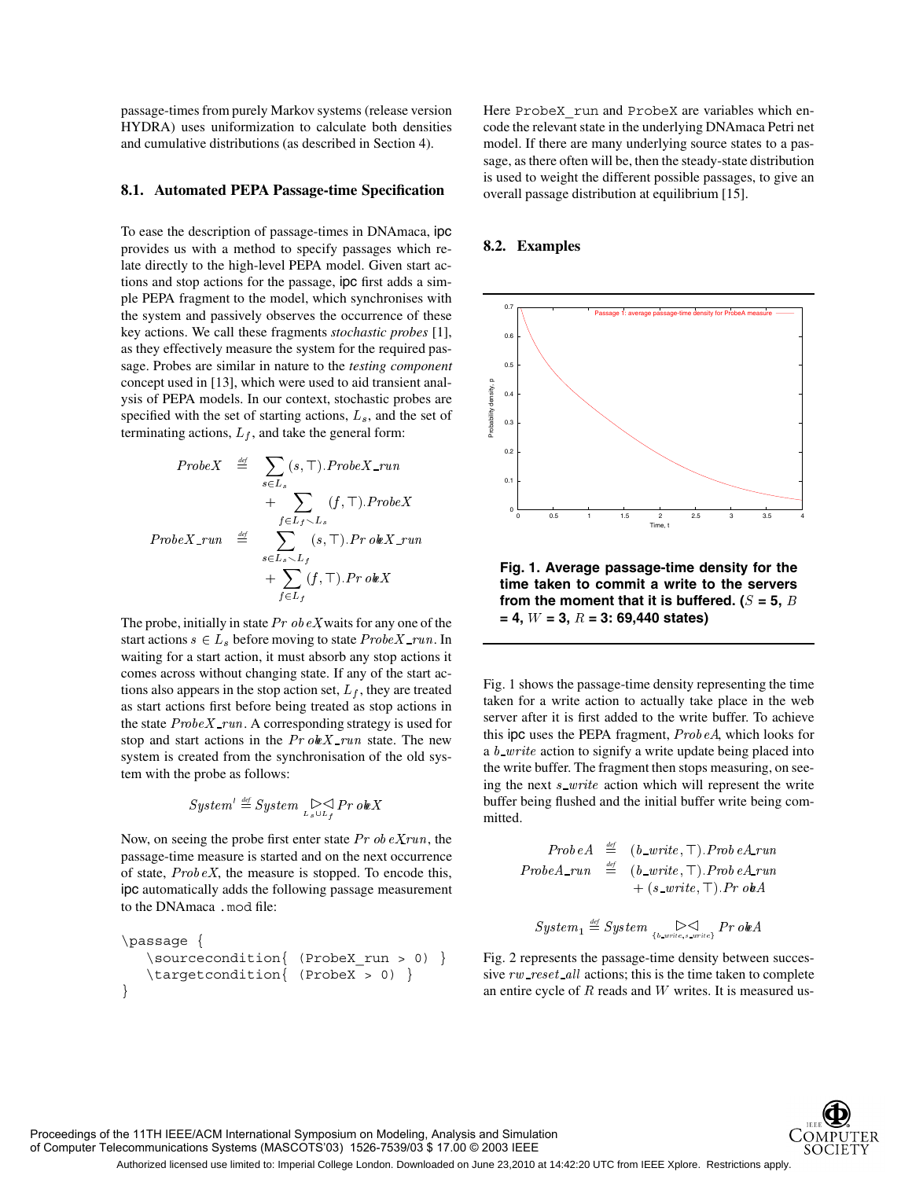passage-times from purely Markov systems (release version HYDRA) uses uniformization to calculate both densities and cumulative distributions (as described in Section 4).

### 8.1. Automated PEPA Passage-time Specification

To ease the description of passage-times in DNAmaca, ipc provides us with a method to specify passages which relate directly to the high-level PEPA model. Given start actions and stop actions for the passage, ipc first adds a simple PEPA fragment to the model, which synchronises with the system and passively observes the occurrence of these key actions. We call these fragments *stochastic probes* [1], as they effectively measure the system for the required passage. Probes are similar in nature to the *testing component* concept used in [13], which were used to aid transient analysis of PEPA models. In our context, stochastic probes are specified with the set of starting actions, $L_s$, and the set of terminating actions, $L_f$, and take the general form:

$$
\begin{aligned}
\mathit{ProbeX} &\stackrel{\text{def}}{=} \sum_{s \in L_s} (s, \top).\mathit{ProbeX\_run} \\
&\quad + \sum_{f \in L_f \setminus L_s} (f, \top).\mathit{ProbeX} \\
\mathit{ProbeX\_run} &\stackrel{\text{def}}{=} \sum_{s \in L_s \setminus L_f} (s, \top).\mathit{ProbeX\_run} \\
&\quad + \sum_{f \in L_f} (f, \top).\mathit{ProbeX}
\end{aligned}
$$

The probe, initially in state $\mathit{ProbeX}$ waits for any one of the start actions $s \in L_s$ before moving to state $\mathit{ProbeX\_run}$. In waiting for a start action, it must absorb any stop actions it comes across without changing state. If any of the start actions also appears in the stop action set, $L_f$, they are treated as start actions first before being treated as stop actions in the state $\mathit{ProbeX\_run}$. A corresponding strategy is used for stop and start actions in the $\mathit{ProbeX\_run}$ state. The new system is created from the synchronisation of the old system with the probe as follows:

$$
\mathit{System}' \stackrel{\text{def}}{=} \mathit{System} \underset{L_s \cup L_f}{\bowtie} \mathit{ProbeX}
$$

Now, on seeing the probe first enter state $\mathit{ProbeXrun}$, the passage-time measure is started and on the next occurrence of state, $\mathit{ProbeX}$, the measure is stopped. To encode this, ipc automatically adds the following passage measurement to the DNAmaca `.mod` file:

```
\passage {
   \sourcecondition{ (ProbeX_run > 0) }
   \targetcondition{ (ProbeX > 0) }
}
```

Here `ProbeX_run` and `ProbeX` are variables which encode the relevant state in the underlying DNAmaca Petri net model. If there are many underlying source states to a passage, as there often will be, then the steady-state distribution is used to weight the different possible passages, to give an overall passage distribution at equilibrium [15].

### 8.2. Examples

**Fig. 1. Average passage-time density for the time taken to commit a write to the servers from the moment that it is buffered. ($S$ = 5, $B$ = 4, $W$ = 3, $R$ = 3: 69,440 states)**

Fig. 1 shows the passage-time density representing the time taken for a write action to actually take place in the web server after it is first added to the write buffer. To achieve this ipc uses the PEPA fragment, $\mathit{ProbeA}$, which looks for a $b\_write$ action to signify a write update being placed into the write buffer. The fragment then stops measuring, on seeing the next $s\_write$ action which will represent the write buffer being flushed and the initial buffer write being committed.

$$
\begin{aligned}
\mathit{ProbeA} &\stackrel{\text{def}}{=} (b\_write, \top).\mathit{ProbeA\_run} \\
\mathit{ProbeA\_run} &\stackrel{\text{def}}{=} (b\_write, \top).\mathit{ProbeA\_run} \\
&\quad + (s\_write, \top).\mathit{ProbeA}
\end{aligned}
$$

$$
\mathit{System}_1 \stackrel{\text{def}}{=} \mathit{System} \underset{\{b\_write, s\_write\}}{\bowtie} \mathit{ProbeA}
$$

Fig. 2 represents the passage-time density between successive $rw\_reset\_all$ actions; this is the time taken to complete an entire cycle of $R$ reads and $W$ writes. It is measured us-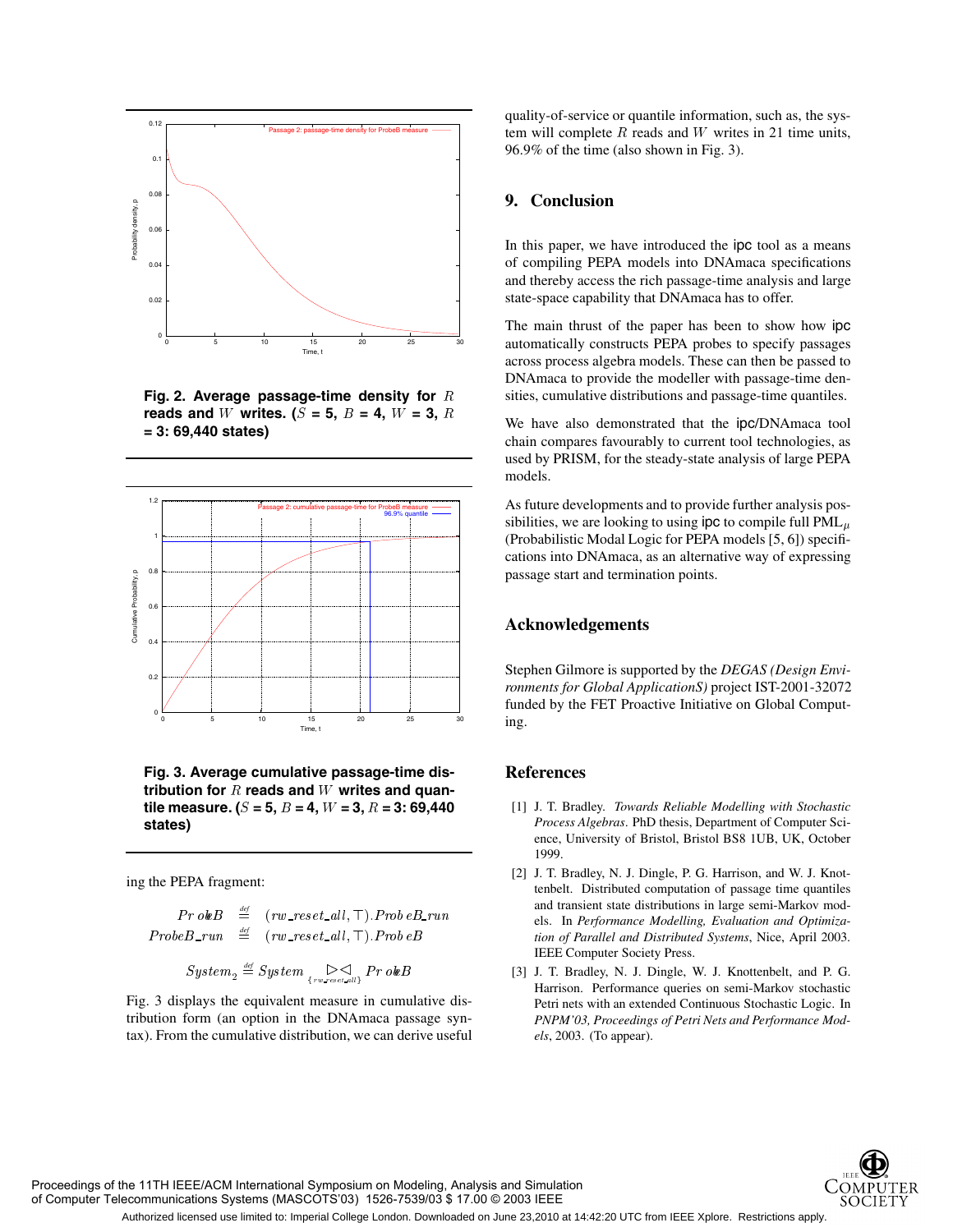Fig. 2. **Average passage-time density for $R$ reads and $W$ writes. ($S$ = 5, $B$ = 4, $W$ = 3, $R$ = 3: 69,440 states)**

Fig. 3. **Average cumulative passage-time distribution for $R$ reads and $W$ writes and quantile measure. ($S$ = 5, $B$ = 4, $W$ = 3, $R$ = 3: 69,440 states)**

ing the PEPA fragment:

$$
\begin{aligned}
ProbeB &\stackrel{def}{=} (rw\_reset\_all, \top).ProbeB\_run \\
ProbeB\_run &\stackrel{def}{=} (rw\_reset\_all, \top).ProbeB
\end{aligned}
$$

$$System_2 \stackrel{def}{=} System \underset{\{rw\_reset\_all\}}{\bowtie} ProbeB$$

Fig. 3 displays the equivalent measure in cumulative distribution form (an option in the DNAmaca passage syntax). From the cumulative distribution, we can derive useful quality-of-service or quantile information, such as, the system will complete $R$ reads and $W$ writes in 21 time units, 96.9% of the time (also shown in Fig. 3).

## 9. Conclusion

In this paper, we have introduced the ipc tool as a means of compiling PEPA models into DNAmaca specifications and thereby access the rich passage-time analysis and large state-space capability that DNAmaca has to offer.

The main thrust of the paper has been to show how ipc automatically constructs PEPA probes to specify passages across process algebra models. These can then be passed to DNAmaca to provide the modeller with passage-time densities, cumulative distributions and passage-time quantiles.

We have also demonstrated that the ipc/DNAmaca tool chain compares favourably to current tool technologies, as used by PRISM, for the steady-state analysis of large PEPA models.

As future developments and to provide further analysis possibilities, we are looking to using ipc to compile full PML$_\mu$ (Probabilistic Modal Logic for PEPA models [5, 6]) specifications into DNAmaca, as an alternative way of expressing passage start and termination points.

## Acknowledgements

Stephen Gilmore is supported by the *DEGAS (Design Environments for Global ApplicationS)* project IST-2001-32072 funded by the FET Proactive Initiative on Global Computing.

## References

[1] J. T. Bradley. *Towards Reliable Modelling with Stochastic Process Algebras*. PhD thesis, Department of Computer Science, University of Bristol, Bristol BS8 1UB, UK, October 1999.

[2] J. T. Bradley, N. J. Dingle, P. G. Harrison, and W. J. Knottenbelt. Distributed computation of passage time quantiles and transient state distributions in large semi-Markov models. In *Performance Modelling, Evaluation and Optimization of Parallel and Distributed Systems*, Nice, April 2003. IEEE Computer Society Press.

[3] J. T. Bradley, N. J. Dingle, W. J. Knottenbelt, and P. G. Harrison. Performance queries on semi-Markov stochastic Petri nets with an extended Continuous Stochastic Logic. In *PNPM'03, Proceedings of Petri Nets and Performance Models*, 2003. (To appear).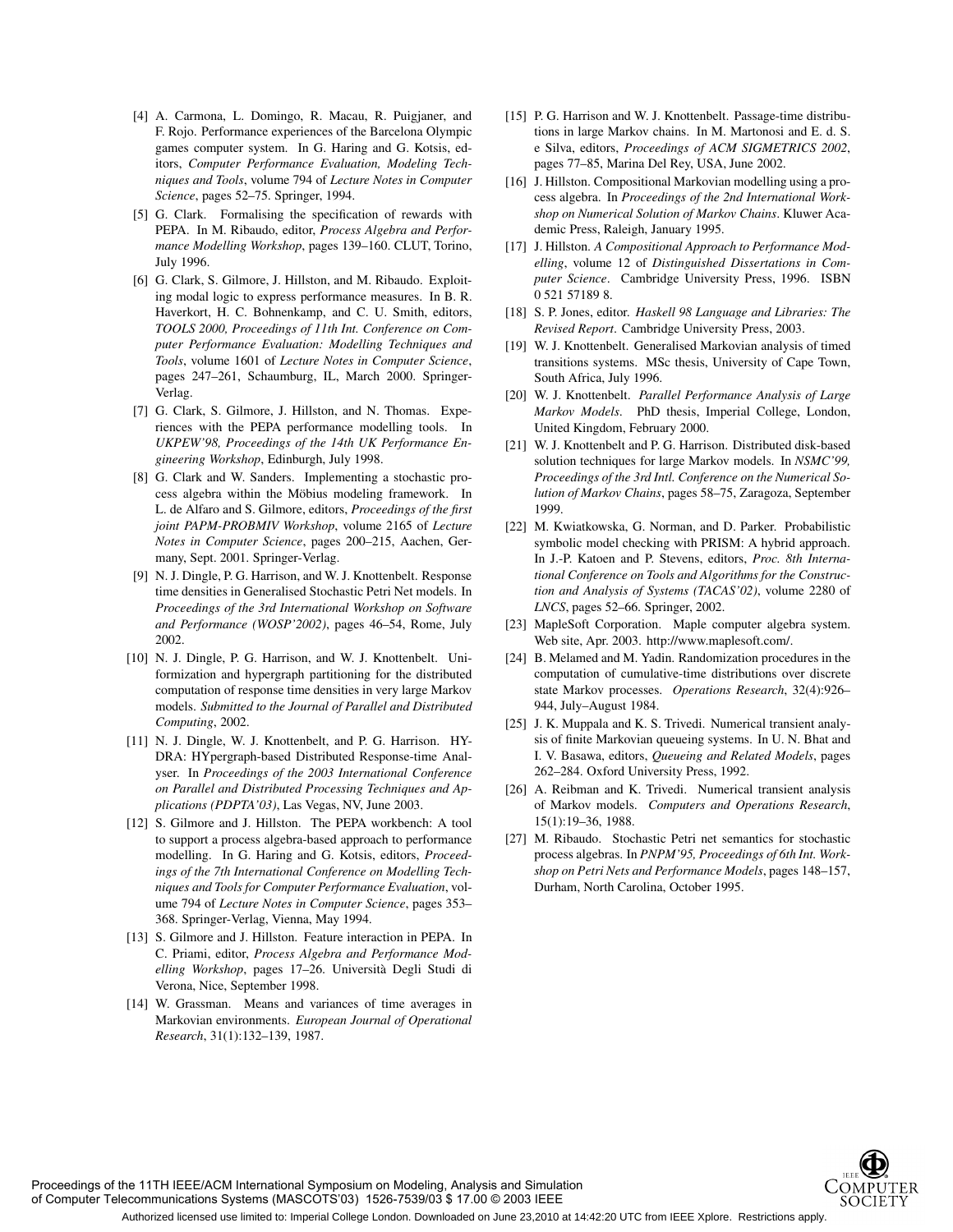[4] A. Carmona, L. Domingo, R. Macau, R. Puigjaner, and F. Rojo. Performance experiences of the Barcelona Olympic games computer system. In G. Haring and G. Kotsis, editors, *Computer Performance Evaluation, Modeling Techniques and Tools*, volume 794 of *Lecture Notes in Computer Science*, pages 52–75. Springer, 1994.

[5] G. Clark. Formalising the specification of rewards with PEPA. In M. Ribaudo, editor, *Process Algebra and Performance Modelling Workshop*, pages 139–160. CLUT, Torino, July 1996.

[6] G. Clark, S. Gilmore, J. Hillston, and M. Ribaudo. Exploiting modal logic to express performance measures. In B. R. Haverkort, H. C. Bohnenkamp, and C. U. Smith, editors, *TOOLS 2000, Proceedings of 11th Int. Conference on Computer Performance Evaluation: Modelling Techniques and Tools*, volume 1601 of *Lecture Notes in Computer Science*, pages 247–261, Schaumburg, IL, March 2000. Springer-Verlag.

[7] G. Clark, S. Gilmore, J. Hillston, and N. Thomas. Experiences with the PEPA performance modelling tools. In *UKPEW'98, Proceedings of the 14th UK Performance Engineering Workshop*, Edinburgh, July 1998.

[8] G. Clark and W. Sanders. Implementing a stochastic process algebra within the Möbius modeling framework. In L. de Alfaro and S. Gilmore, editors, *Proceedings of the first joint PAPM-PROBMIV Workshop*, volume 2165 of *Lecture Notes in Computer Science*, pages 200–215, Aachen, Germany, Sept. 2001. Springer-Verlag.

[9] N. J. Dingle, P. G. Harrison, and W. J. Knottenbelt. Response time densities in Generalised Stochastic Petri Net models. In *Proceedings of the 3rd International Workshop on Software and Performance (WOSP'2002)*, pages 46–54, Rome, July 2002.

[10] N. J. Dingle, P. G. Harrison, and W. J. Knottenbelt. Uniformization and hypergraph partitioning for the distributed computation of response time densities in very large Markov models. *Submitted to the Journal of Parallel and Distributed Computing*, 2002.

[11] N. J. Dingle, W. J. Knottenbelt, and P. G. Harrison. HYDRA: HYpergraph-based Distributed Response-time Analyser. In *Proceedings of the 2003 International Conference on Parallel and Distributed Processing Techniques and Applications (PDPTA'03)*, Las Vegas, NV, June 2003.

[12] S. Gilmore and J. Hillston. The PEPA workbench: A tool to support a process algebra-based approach to performance modelling. In G. Haring and G. Kotsis, editors, *Proceedings of the 7th International Conference on Modelling Techniques and Tools for Computer Performance Evaluation*, volume 794 of *Lecture Notes in Computer Science*, pages 353–368. Springer-Verlag, Vienna, May 1994.

[13] S. Gilmore and J. Hillston. Feature interaction in PEPA. In C. Priami, editor, *Process Algebra and Performance Modelling Workshop*, pages 17–26. Università Degli Studi di Verona, Nice, September 1998.

[14] W. Grassman. Means and variances of time averages in Markovian environments. *European Journal of Operational Research*, 31(1):132–139, 1987.

[15] P. G. Harrison and W. J. Knottenbelt. Passage-time distributions in large Markov chains. In M. Martonosi and E. d. S. e Silva, editors, *Proceedings of ACM SIGMETRICS 2002*, pages 77–85, Marina Del Rey, USA, June 2002.

[16] J. Hillston. Compositional Markovian modelling using a process algebra. In *Proceedings of the 2nd International Workshop on Numerical Solution of Markov Chains*. Kluwer Academic Press, Raleigh, January 1995.

[17] J. Hillston. *A Compositional Approach to Performance Modelling*, volume 12 of *Distinguished Dissertations in Computer Science*. Cambridge University Press, 1996. ISBN 0 521 57189 8.

[18] S. P. Jones, editor. *Haskell 98 Language and Libraries: The Revised Report*. Cambridge University Press, 2003.

[19] W. J. Knottenbelt. Generalised Markovian analysis of timed transitions systems. MSc thesis, University of Cape Town, South Africa, July 1996.

[20] W. J. Knottenbelt. *Parallel Performance Analysis of Large Markov Models*. PhD thesis, Imperial College, London, United Kingdom, February 2000.

[21] W. J. Knottenbelt and P. G. Harrison. Distributed disk-based solution techniques for large Markov models. In *NSMC'99, Proceedings of the 3rd Intl. Conference on the Numerical Solution of Markov Chains*, pages 58–75, Zaragoza, September 1999.

[22] M. Kwiatkowska, G. Norman, and D. Parker. Probabilistic symbolic model checking with PRISM: A hybrid approach. In J.-P. Katoen and P. Stevens, editors, *Proc. 8th International Conference on Tools and Algorithms for the Construction and Analysis of Systems (TACAS'02)*, volume 2280 of *LNCS*, pages 52–66. Springer, 2002.

[23] MapleSoft Corporation. Maple computer algebra system. Web site, Apr. 2003. http://www.maplesoft.com/.

[24] B. Melamed and M. Yadin. Randomization procedures in the computation of cumulative-time distributions over discrete state Markov processes. *Operations Research*, 32(4):926–944, July–August 1984.

[25] J. K. Muppala and K. S. Trivedi. Numerical transient analysis of finite Markovian queueing systems. In U. N. Bhat and I. V. Basawa, editors, *Queueing and Related Models*, pages 262–284. Oxford University Press, 1992.

[26] A. Reibman and K. Trivedi. Numerical transient analysis of Markov models. *Computers and Operations Research*, 15(1):19–36, 1988.

[27] M. Ribaudo. Stochastic Petri net semantics for stochastic process algebras. In *PNPM'95, Proceedings of 6th Int. Workshop on Petri Nets and Performance Models*, pages 148–157, Durham, North Carolina, October 1995.